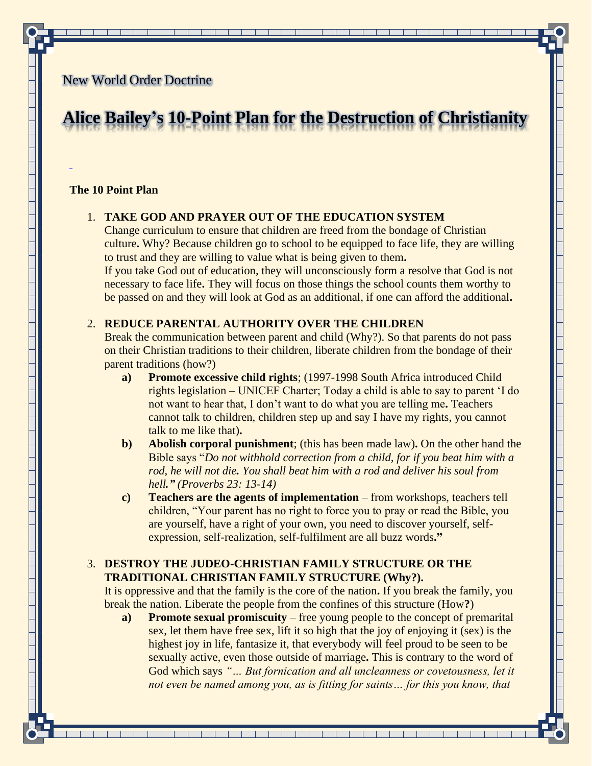New World Order Doctrine

# Alice Bailey's 10-Point Plan for the Destruction of Christianity

**The 10 Point Plan**

1. **TAKE GOD AND PRAYER OUT OF THE EDUCATION SYSTEM**
   Change curriculum to ensure that children are freed from the bondage of Christian culture**.** Why? Because children go to school to be equipped to face life, they are willing to trust and they are willing to value what is being given to them**.**
   If you take God out of education, they will unconsciously form a resolve that God is not necessary to face life**.** They will focus on those things the school counts them worthy to be passed on and they will look at God as an additional, if one can afford the additional**.**

2. **REDUCE PARENTAL AUTHORITY OVER THE CHILDREN**
   Break the communication between parent and child (Why?). So that parents do not pass on their Christian traditions to their children, liberate children from the bondage of their parent traditions (how?)
   - **a)** **Promote excessive child rights**; (1997-1998 South Africa introduced Child rights legislation – UNICEF Charter; Today a child is able to say to parent 'I do not want to hear that, I don't want to do what you are telling me**.** Teachers cannot talk to children, children step up and say I have my rights, you cannot talk to me like that)**.**
   - **b)** **Abolish corporal punishment**; (this has been made law)**.** On the other hand the Bible says "*Do not withhold correction from a child, for if you beat him with a rod, he will not die. You shall beat him with a rod and deliver his soul from hell." (Proverbs 23: 13-14)*
   - **c)** **Teachers are the agents of implementation** – from workshops, teachers tell children, "Your parent has no right to force you to pray or read the Bible, you are yourself, have a right of your own, you need to discover yourself, self-expression, self-realization, self-fulfilment are all buzz words**."**

3. **DESTROY THE JUDEO-CHRISTIAN FAMILY STRUCTURE OR THE TRADITIONAL CHRISTIAN FAMILY STRUCTURE (Why?).**
   It is oppressive and that the family is the core of the nation**.** If you break the family, you break the nation**.** Liberate the people from the confines of this structure (How**?**)
   - **a)** **Promote sexual promiscuity** – free young people to the concept of premarital sex, let them have free sex, lift it so high that the joy of enjoying it (sex) is the highest joy in life, fantasize it, that everybody will feel proud to be seen to be sexually active, even those outside of marriage**.** This is contrary to the word of God which says *"… But fornication and all uncleanness or covetousness, let it not even be named among you, as is fitting for saints… for this you know, that*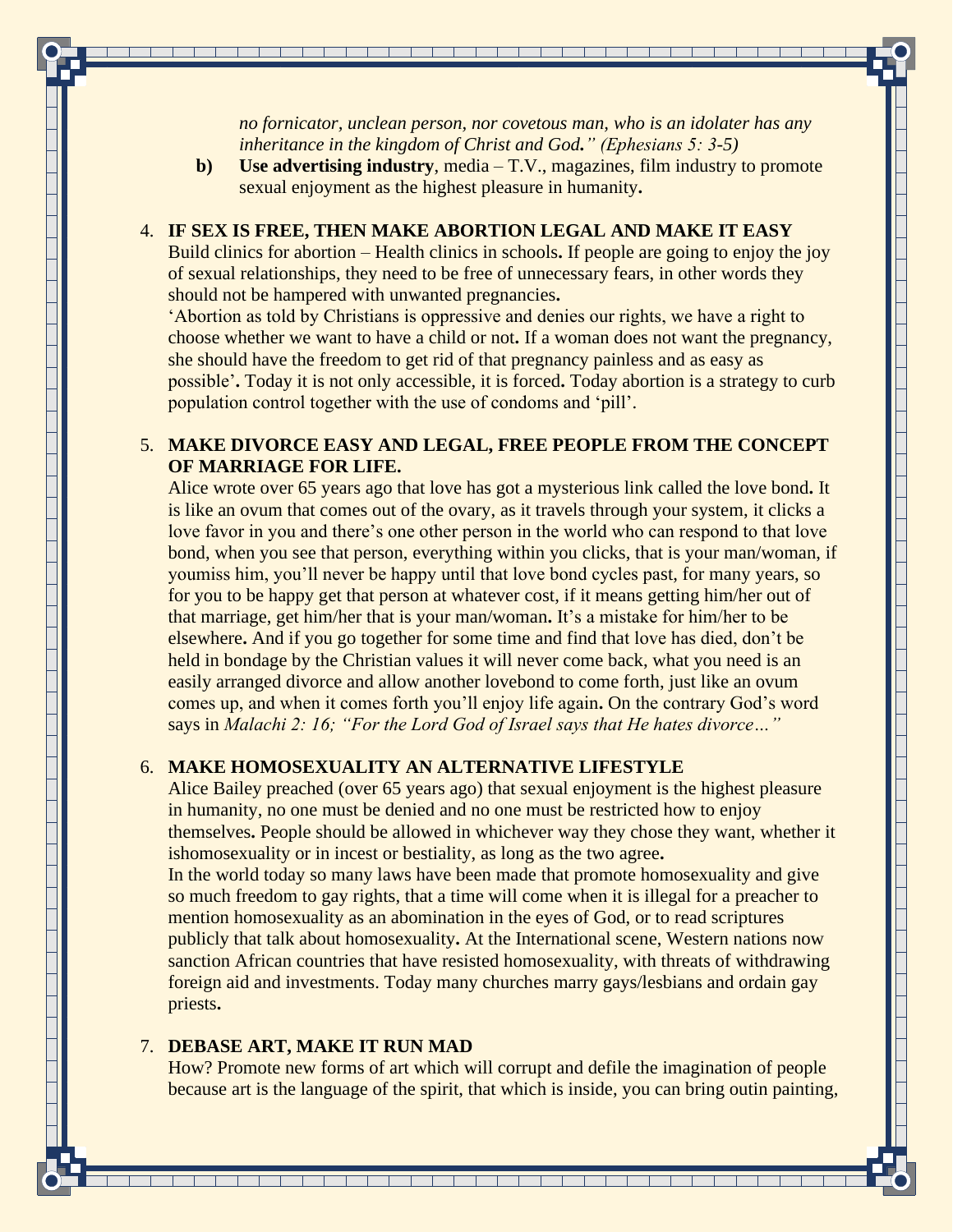*no fornicator, unclean person, nor covetous man, who is an idolater has any inheritance in the kingdom of Christ and God." (Ephesians 5: 3-5)*

**b)** **Use advertising industry**, media – T.V., magazines, film industry to promote sexual enjoyment as the highest pleasure in humanity**.**

4. **IF SEX IS FREE, THEN MAKE ABORTION LEGAL AND MAKE IT EASY**
   Build clinics for abortion – Health clinics in schools**.** If people are going to enjoy the joy of sexual relationships, they need to be free of unnecessary fears, in other words they should not be hampered with unwanted pregnancies**.**
   'Abortion as told by Christians is oppressive and denies our rights, we have a right to choose whether we want to have a child or not**.** If a woman does not want the pregnancy, she should have the freedom to get rid of that pregnancy painless and as easy as possible'**.** Today it is not only accessible, it is forced**.** Today abortion is a strategy to curb population control together with the use of condoms and 'pill'.

5. **MAKE DIVORCE EASY AND LEGAL, FREE PEOPLE FROM THE CONCEPT OF MARRIAGE FOR LIFE.**
   Alice wrote over 65 years ago that love has got a mysterious link called the love bond**.** It is like an ovum that comes out of the ovary, as it travels through your system, it clicks a love favor in you and there's one other person in the world who can respond to that love bond, when you see that person, everything within you clicks, that is your man/woman, if youmiss him, you'll never be happy until that love bond cycles past, for many years, so for you to be happy get that person at whatever cost, if it means getting him/her out of that marriage, get him/her that is your man/woman**.** It's a mistake for him/her to be elsewhere**.** And if you go together for some time and find that love has died, don't be held in bondage by the Christian values it will never come back, what you need is an easily arranged divorce and allow another lovebond to come forth, just like an ovum comes up, and when it comes forth you'll enjoy life again**.** On the contrary God's word says in *Malachi 2: 16; "For the Lord God of Israel says that He hates divorce…"*

6. **MAKE HOMOSEXUALITY AN ALTERNATIVE LIFESTYLE**
   Alice Bailey preached (over 65 years ago) that sexual enjoyment is the highest pleasure in humanity, no one must be denied and no one must be restricted how to enjoy themselves**.** People should be allowed in whichever way they chose they want, whether it ishomosexuality or in incest or bestiality, as long as the two agree**.**
   In the world today so many laws have been made that promote homosexuality and give so much freedom to gay rights, that a time will come when it is illegal for a preacher to mention homosexuality as an abomination in the eyes of God, or to read scriptures publicly that talk about homosexuality**.** At the International scene, Western nations now sanction African countries that have resisted homosexuality, with threats of withdrawing foreign aid and investments. Today many churches marry gays/lesbians and ordain gay priests**.**

7. **DEBASE ART, MAKE IT RUN MAD**
   How? Promote new forms of art which will corrupt and defile the imagination of people because art is the language of the spirit, that which is inside, you can bring outin painting,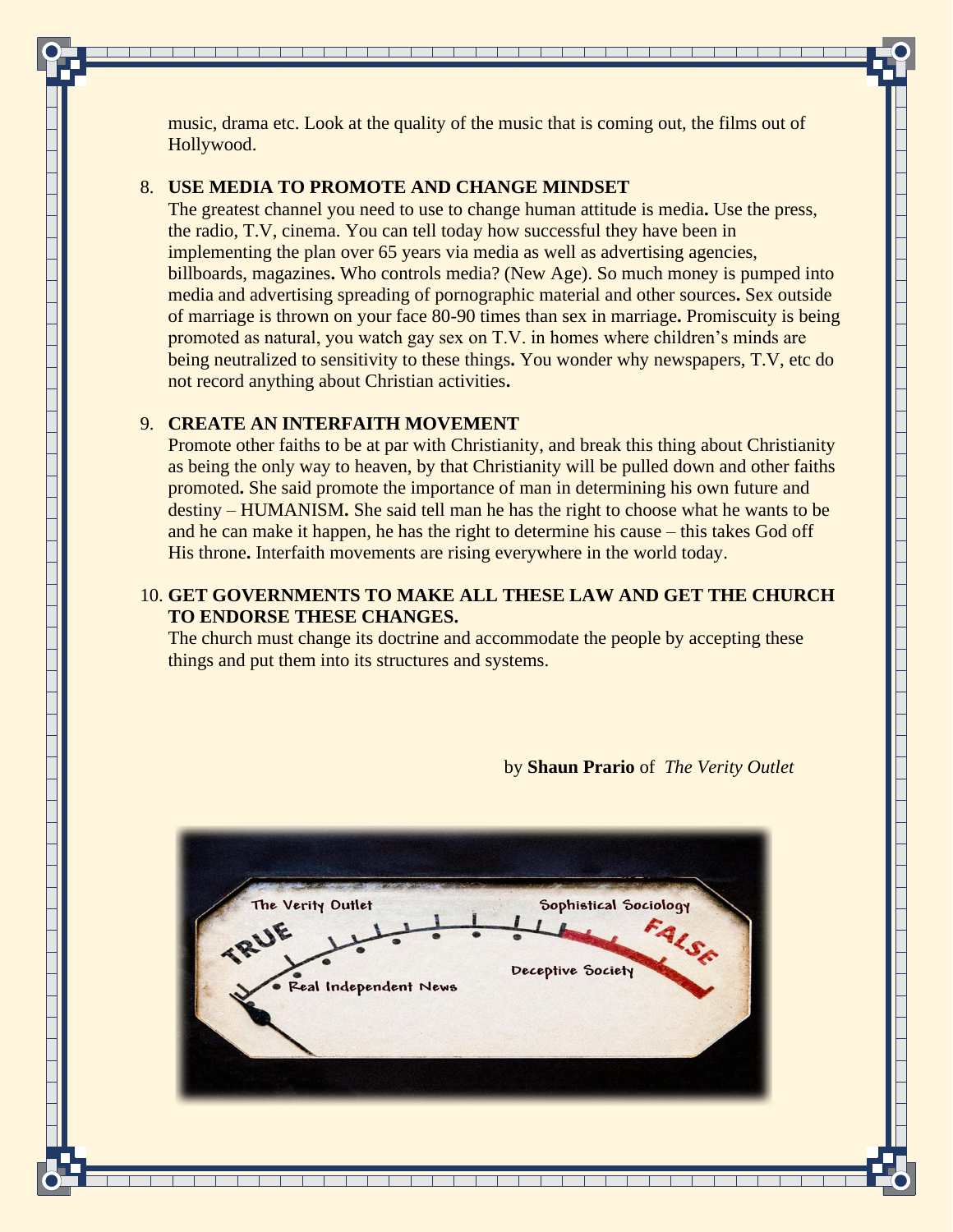music, drama etc. Look at the quality of the music that is coming out, the films out of Hollywood.

8. **USE MEDIA TO PROMOTE AND CHANGE MINDSET**
   The greatest channel you need to use to change human attitude is media**.** Use the press, the radio, T.V, cinema. You can tell today how successful they have been in implementing the plan over 65 years via media as well as advertising agencies, billboards, magazines**.** Who controls media? (New Age). So much money is pumped into media and advertising spreading of pornographic material and other sources**.** Sex outside of marriage is thrown on your face 80-90 times than sex in marriage**.** Promiscuity is being promoted as natural, you watch gay sex on T.V. in homes where children's minds are being neutralized to sensitivity to these things**.** You wonder why newspapers, T.V, etc do not record anything about Christian activities**.**

9. **CREATE AN INTERFAITH MOVEMENT**
   Promote other faiths to be at par with Christianity, and break this thing about Christianity as being the only way to heaven, by that Christianity will be pulled down and other faiths promoted**.** She said promote the importance of man in determining his own future and destiny – HUMANISM**.** She said tell man he has the right to choose what he wants to be and he can make it happen, he has the right to determine his cause – this takes God off His throne**.** Interfaith movements are rising everywhere in the world today.

10. **GET GOVERNMENTS TO MAKE ALL THESE LAW AND GET THE CHURCH TO ENDORSE THESE CHANGES.**
    The church must change its doctrine and accommodate the people by accepting these things and put them into its structures and systems.

by **Shaun Prario** of *The Verity Outlet*

The Verity Outlet

Sophistical Sociology

TRUE

FALSE

Real Independent News

Deceptive Society